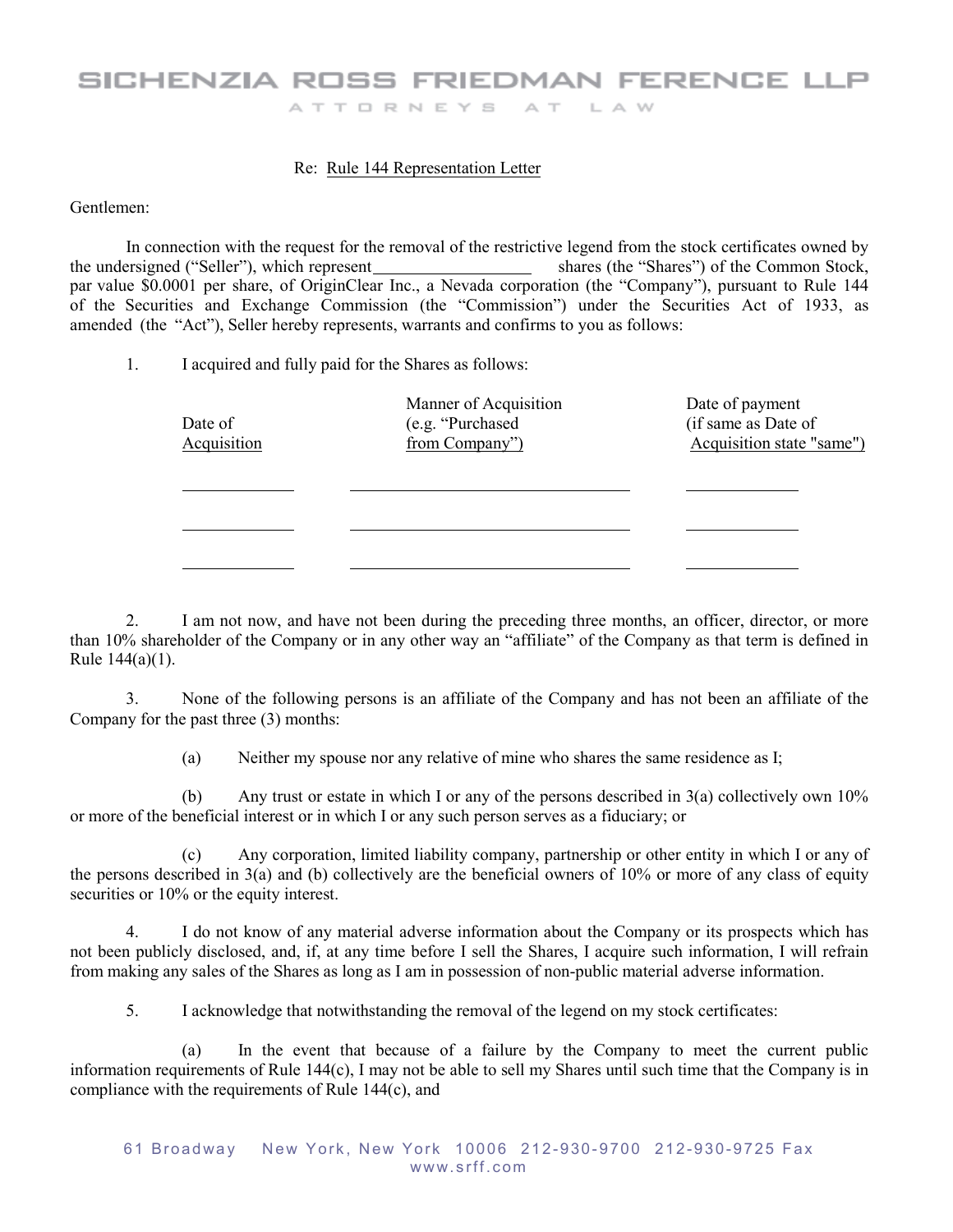# SICHENZIA ROSS FRIEDMAN FERENCE LLP

ATTORNEYS AT LAW

Re: Rule 144 Representation Letter

Gentlemen:

In connection with the request for the removal of the restrictive legend from the stock certificates owned by the undersigned ("Seller"), which represent ____________ shares (the "Shares") of the Common Stock, par value $0.0001 per share, of OriginClear Inc., a Nevada corporation (the "Company"), pursuant to Rule 144 of the Securities and Exchange Commission (the "Commission") under the Securities Act of 1933, as amended (the "Act"), Seller hereby represents, warrants and confirms to you as follows:

1. I acquired and fully paid for the Shares as follows:

| Date of Acquisition | Manner of Acquisition (e.g. "Purchased from Company") | Date of payment (if same as Date of Acquisition state "same") |
|---|---|---|
| ____________ | ______________________________ | ____________ |
| ____________ | ______________________________ | ____________ |
| ____________ | ______________________________ | ____________ |

2. I am not now, and have not been during the preceding three months, an officer, director, or more than 10% shareholder of the Company or in any other way an "affiliate" of the Company as that term is defined in Rule 144(a)(1).

3. None of the following persons is an affiliate of the Company and has not been an affiliate of the Company for the past three (3) months:

(a) Neither my spouse nor any relative of mine who shares the same residence as I;

(b) Any trust or estate in which I or any of the persons described in 3(a) collectively own 10% or more of the beneficial interest or in which I or any such person serves as a fiduciary; or

(c) Any corporation, limited liability company, partnership or other entity in which I or any of the persons described in 3(a) and (b) collectively are the beneficial owners of 10% or more of any class of equity securities or 10% or the equity interest.

4. I do not know of any material adverse information about the Company or its prospects which has not been publicly disclosed, and, if, at any time before I sell the Shares, I acquire such information, I will refrain from making any sales of the Shares as long as I am in possession of non-public material adverse information.

5. I acknowledge that notwithstanding the removal of the legend on my stock certificates:

(a) In the event that because of a failure by the Company to meet the current public information requirements of Rule 144(c), I may not be able to sell my Shares until such time that the Company is in compliance with the requirements of Rule 144(c), and

61 Broadway New York, New York 10006 212-930-9700 212-930-9725 Fax
www.srff.com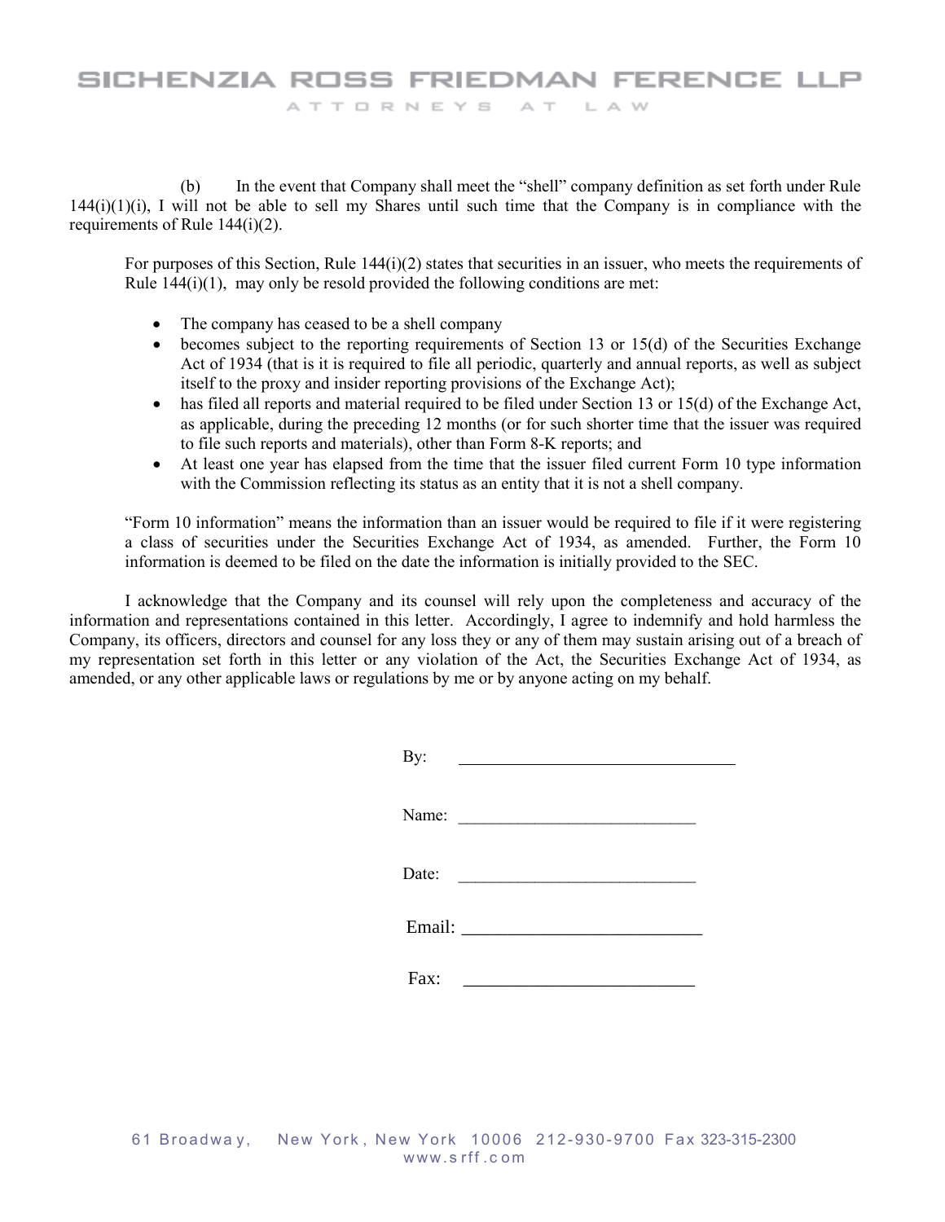(b) In the event that Company shall meet the "shell" company definition as set forth under Rule 144(i)(1)(i), I will not be able to sell my Shares until such time that the Company is in compliance with the requirements of Rule 144(i)(2).

For purposes of this Section, Rule 144(i)(2) states that securities in an issuer, who meets the requirements of Rule 144(i)(1), may only be resold provided the following conditions are met:

- The company has ceased to be a shell company
- becomes subject to the reporting requirements of Section 13 or 15(d) of the Securities Exchange Act of 1934 (that is it is required to file all periodic, quarterly and annual reports, as well as subject itself to the proxy and insider reporting provisions of the Exchange Act);
- has filed all reports and material required to be filed under Section 13 or 15(d) of the Exchange Act, as applicable, during the preceding 12 months (or for such shorter time that the issuer was required to file such reports and materials), other than Form 8-K reports; and
- At least one year has elapsed from the time that the issuer filed current Form 10 type information with the Commission reflecting its status as an entity that it is not a shell company.

"Form 10 information" means the information than an issuer would be required to file if it were registering a class of securities under the Securities Exchange Act of 1934, as amended. Further, the Form 10 information is deemed to be filed on the date the information is initially provided to the SEC.

I acknowledge that the Company and its counsel will rely upon the completeness and accuracy of the information and representations contained in this letter. Accordingly, I agree to indemnify and hold harmless the Company, its officers, directors and counsel for any loss they or any of them may sustain arising out of a breach of my representation set forth in this letter or any violation of the Act, the Securities Exchange Act of 1934, as amended, or any other applicable laws or regulations by me or by anyone acting on my behalf.

By: ______________________________

Name: ____________________________

Date: _____________________________

Email: ____________________________

Fax: ______________________________